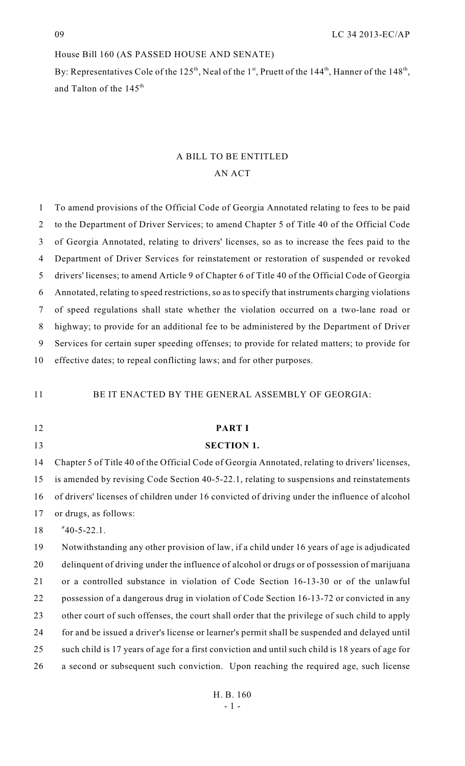House Bill 160 (AS PASSED HOUSE AND SENATE)

By: Representatives Cole of the 125th, Neal of the 1st, Pruett of the 144th, Hanner of the 148th, and Talton of the 145th

# A BILL TO BE ENTITLED
# AN ACT

To amend provisions of the Official Code of Georgia Annotated relating to fees to be paid to the Department of Driver Services; to amend Chapter 5 of Title 40 of the Official Code of Georgia Annotated, relating to drivers' licenses, so as to increase the fees paid to the Department of Driver Services for reinstatement or restoration of suspended or revoked drivers' licenses; to amend Article 9 of Chapter 6 of Title 40 of the Official Code of Georgia Annotated, relating to speed restrictions, so as to specify that instruments charging violations of speed regulations shall state whether the violation occurred on a two-lane road or highway; to provide for an additional fee to be administered by the Department of Driver Services for certain super speeding offenses; to provide for related matters; to provide for effective dates; to repeal conflicting laws; and for other purposes.

BE IT ENACTED BY THE GENERAL ASSEMBLY OF GEORGIA:

## PART I

### SECTION 1.

Chapter 5 of Title 40 of the Official Code of Georgia Annotated, relating to drivers' licenses, is amended by revising Code Section 40-5-22.1, relating to suspensions and reinstatements of drivers' licenses of children under 16 convicted of driving under the influence of alcohol or drugs, as follows:

"40-5-22.1.

Notwithstanding any other provision of law, if a child under 16 years of age is adjudicated delinquent of driving under the influence of alcohol or drugs or of possession of marijuana or a controlled substance in violation of Code Section 16-13-30 or of the unlawful possession of a dangerous drug in violation of Code Section 16-13-72 or convicted in any other court of such offenses, the court shall order that the privilege of such child to apply for and be issued a driver's license or learner's permit shall be suspended and delayed until such child is 17 years of age for a first conviction and until such child is 18 years of age for a second or subsequent such conviction. Upon reaching the required age, such license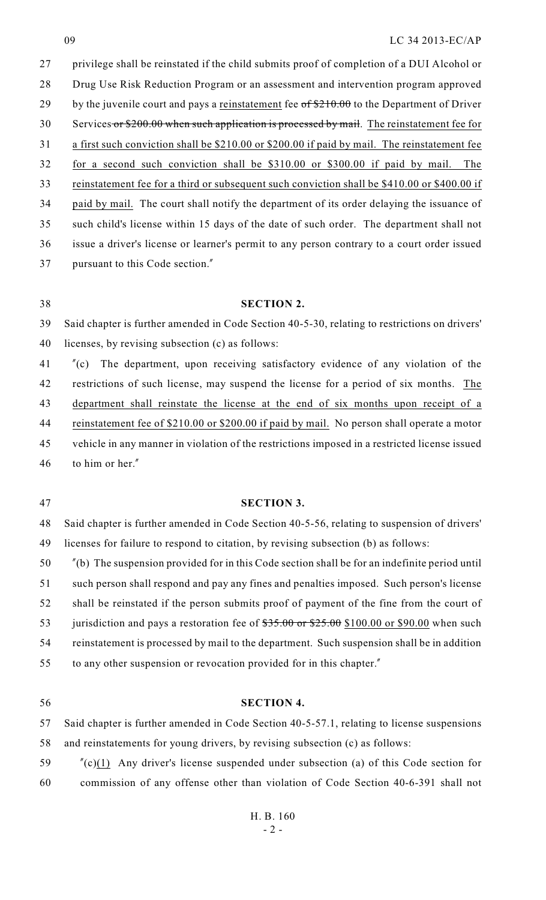privilege shall be reinstated if the child submits proof of completion of a DUI Alcohol or Drug Use Risk Reduction Program or an assessment and intervention program approved by the juvenile court and pays a <u>reinstatement</u> fee ~~of $210.00~~ to the Department of Driver Services~~ or $200.00 when such application is processed by mail~~. <u>The reinstatement fee for a first such conviction shall be $210.00 or $200.00 if paid by mail. The reinstatement fee for a second such conviction shall be $310.00 or $300.00 if paid by mail. The reinstatement fee for a third or subsequent such conviction shall be $410.00 or $400.00 if paid by mail.</u> The court shall notify the department of its order delaying the issuance of such child's license within 15 days of the date of such order. The department shall not issue a driver's license or learner's permit to any person contrary to a court order issued pursuant to this Code section."

**SECTION 2.**

Said chapter is further amended in Code Section 40-5-30, relating to restrictions on drivers' licenses, by revising subsection (c) as follows:

"(c) The department, upon receiving satisfactory evidence of any violation of the restrictions of such license, may suspend the license for a period of six months. <u>The department shall reinstate the license at the end of six months upon receipt of a reinstatement fee of $210.00 or $200.00 if paid by mail.</u> No person shall operate a motor vehicle in any manner in violation of the restrictions imposed in a restricted license issued to him or her."

**SECTION 3.**

Said chapter is further amended in Code Section 40-5-56, relating to suspension of drivers' licenses for failure to respond to citation, by revising subsection (b) as follows:

"(b) The suspension provided for in this Code section shall be for an indefinite period until such person shall respond and pay any fines and penalties imposed. Such person's license shall be reinstated if the person submits proof of payment of the fine from the court of jurisdiction and pays a restoration fee of ~~$35.00 or $25.00~~ <u>$100.00 or $90.00</u> when such reinstatement is processed by mail to the department. Such suspension shall be in addition to any other suspension or revocation provided for in this chapter."

**SECTION 4.**

Said chapter is further amended in Code Section 40-5-57.1, relating to license suspensions and reinstatements for young drivers, by revising subsection (c) as follows:

"(c)<u>(1)</u> Any driver's license suspended under subsection (a) of this Code section for commission of any offense other than violation of Code Section 40-6-391 shall not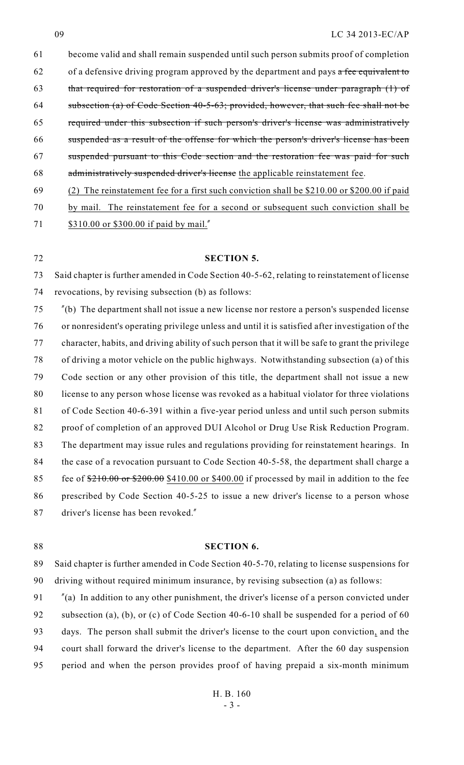become valid and shall remain suspended until such person submits proof of completion of a defensive driving program approved by the department and pays ~~a fee equivalent to that required for restoration of a suspended driver's license under paragraph (1) of subsection (a) of Code Section 40-5-63; provided, however, that such fee shall not be required under this subsection if such person's driver's license was administratively suspended as a result of the offense for which the person's driver's license has been suspended pursuant to this Code section and the restoration fee was paid for such administratively suspended driver's license~~ the applicable reinstatement fee.

(2) The reinstatement fee for a first such conviction shall be $210.00 or $200.00 if paid by mail. The reinstatement fee for a second or subsequent such conviction shall be $310.00 or $300.00 if paid by mail."

**SECTION 5.**

Said chapter is further amended in Code Section 40-5-62, relating to reinstatement of license revocations, by revising subsection (b) as follows:

"(b) The department shall not issue a new license nor restore a person's suspended license or nonresident's operating privilege unless and until it is satisfied after investigation of the character, habits, and driving ability of such person that it will be safe to grant the privilege of driving a motor vehicle on the public highways. Notwithstanding subsection (a) of this Code section or any other provision of this title, the department shall not issue a new license to any person whose license was revoked as a habitual violator for three violations of Code Section 40-6-391 within a five-year period unless and until such person submits proof of completion of an approved DUI Alcohol or Drug Use Risk Reduction Program. The department may issue rules and regulations providing for reinstatement hearings. In the case of a revocation pursuant to Code Section 40-5-58, the department shall charge a fee of ~~$210.00 or $200.00~~ $410.00 or $400.00 if processed by mail in addition to the fee prescribed by Code Section 40-5-25 to issue a new driver's license to a person whose driver's license has been revoked."

**SECTION 6.**

Said chapter is further amended in Code Section 40-5-70, relating to license suspensions for driving without required minimum insurance, by revising subsection (a) as follows:

"(a) In addition to any other punishment, the driver's license of a person convicted under subsection (a), (b), or (c) of Code Section 40-6-10 shall be suspended for a period of 60 days. The person shall submit the driver's license to the court upon conviction, and the court shall forward the driver's license to the department. After the 60 day suspension period and when the person provides proof of having prepaid a six-month minimum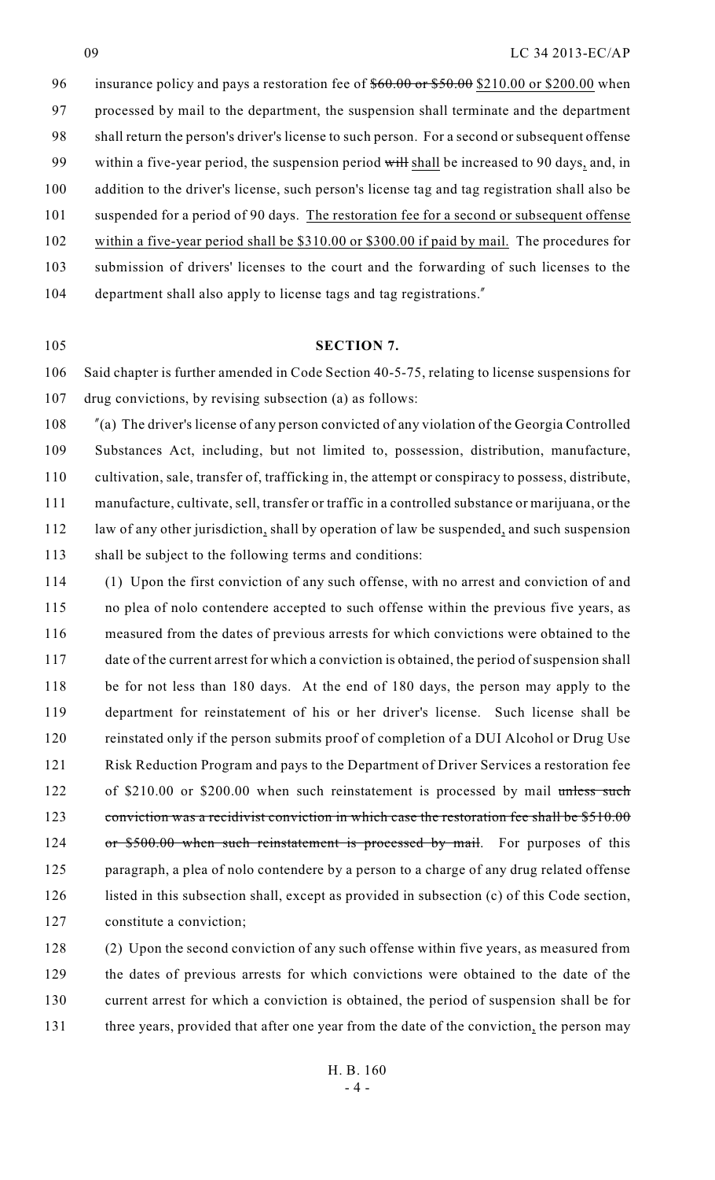insurance policy and pays a restoration fee of ~~$60.00 or $50.00~~ $210.00 or $200.00 when processed by mail to the department, the suspension shall terminate and the department shall return the person's driver's license to such person. For a second or subsequent offense within a five-year period, the suspension period ~~will~~ shall be increased to 90 days, and, in addition to the driver's license, such person's license tag and tag registration shall also be suspended for a period of 90 days. The restoration fee for a second or subsequent offense within a five-year period shall be $310.00 or $300.00 if paid by mail. The procedures for submission of drivers' licenses to the court and the forwarding of such licenses to the department shall also apply to license tags and tag registrations."

**SECTION 7.**

Said chapter is further amended in Code Section 40-5-75, relating to license suspensions for drug convictions, by revising subsection (a) as follows:

"(a) The driver's license of any person convicted of any violation of the Georgia Controlled Substances Act, including, but not limited to, possession, distribution, manufacture, cultivation, sale, transfer of, trafficking in, the attempt or conspiracy to possess, distribute, manufacture, cultivate, sell, transfer or traffic in a controlled substance or marijuana, or the law of any other jurisdiction, shall by operation of law be suspended, and such suspension shall be subject to the following terms and conditions:

(1) Upon the first conviction of any such offense, with no arrest and conviction of and no plea of nolo contendere accepted to such offense within the previous five years, as measured from the dates of previous arrests for which convictions were obtained to the date of the current arrest for which a conviction is obtained, the period of suspension shall be for not less than 180 days. At the end of 180 days, the person may apply to the department for reinstatement of his or her driver's license. Such license shall be reinstated only if the person submits proof of completion of a DUI Alcohol or Drug Use Risk Reduction Program and pays to the Department of Driver Services a restoration fee of $210.00 or $200.00 when such reinstatement is processed by mail ~~unless such conviction was a recidivist conviction in which case the restoration fee shall be $510.00 or $500.00 when such reinstatement is processed by mail~~. For purposes of this paragraph, a plea of nolo contendere by a person to a charge of any drug related offense listed in this subsection shall, except as provided in subsection (c) of this Code section, constitute a conviction;

(2) Upon the second conviction of any such offense within five years, as measured from the dates of previous arrests for which convictions were obtained to the date of the current arrest for which a conviction is obtained, the period of suspension shall be for three years, provided that after one year from the date of the conviction, the person may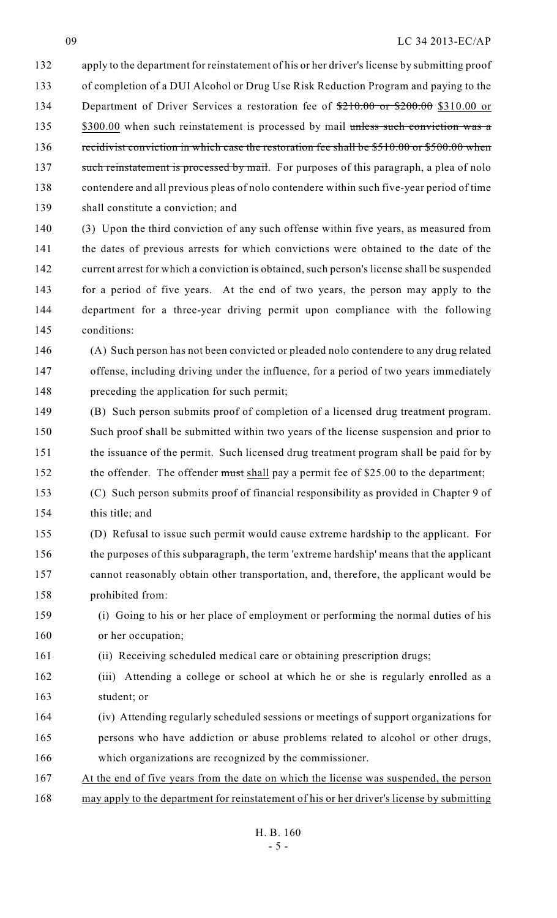apply to the department for reinstatement of his or her driver's license by submitting proof of completion of a DUI Alcohol or Drug Use Risk Reduction Program and paying to the Department of Driver Services a restoration fee of ~~$210.00 or $200.00~~ $310.00 or $300.00 when such reinstatement is processed by mail ~~unless such conviction was a recidivist conviction in which case the restoration fee shall be $510.00 or $500.00 when such reinstatement is processed by mail~~. For purposes of this paragraph, a plea of nolo contendere and all previous pleas of nolo contendere within such five-year period of time shall constitute a conviction; and

(3) Upon the third conviction of any such offense within five years, as measured from the dates of previous arrests for which convictions were obtained to the date of the current arrest for which a conviction is obtained, such person's license shall be suspended for a period of five years. At the end of two years, the person may apply to the department for a three-year driving permit upon compliance with the following conditions:

(A) Such person has not been convicted or pleaded nolo contendere to any drug related offense, including driving under the influence, for a period of two years immediately preceding the application for such permit;

(B) Such person submits proof of completion of a licensed drug treatment program. Such proof shall be submitted within two years of the license suspension and prior to the issuance of the permit. Such licensed drug treatment program shall be paid for by the offender. The offender ~~must~~ shall pay a permit fee of $25.00 to the department;

(C) Such person submits proof of financial responsibility as provided in Chapter 9 of this title; and

(D) Refusal to issue such permit would cause extreme hardship to the applicant. For the purposes of this subparagraph, the term 'extreme hardship' means that the applicant cannot reasonably obtain other transportation, and, therefore, the applicant would be prohibited from:

(i) Going to his or her place of employment or performing the normal duties of his or her occupation;

(ii) Receiving scheduled medical care or obtaining prescription drugs;

(iii) Attending a college or school at which he or she is regularly enrolled as a student; or

(iv) Attending regularly scheduled sessions or meetings of support organizations for persons who have addiction or abuse problems related to alcohol or other drugs, which organizations are recognized by the commissioner.

At the end of five years from the date on which the license was suspended, the person may apply to the department for reinstatement of his or her driver's license by submitting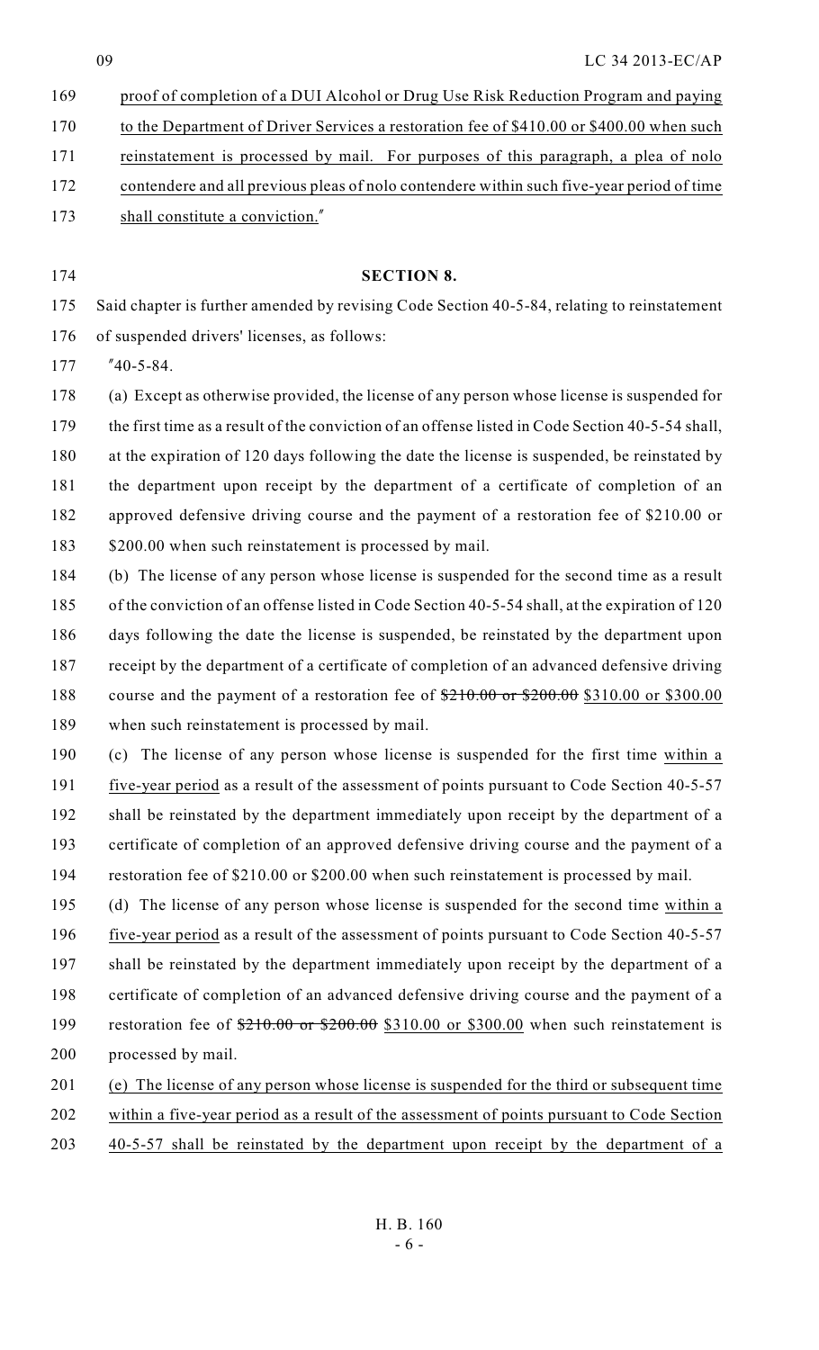proof of completion of a DUI Alcohol or Drug Use Risk Reduction Program and paying to the Department of Driver Services a restoration fee of $410.00 or $400.00 when such reinstatement is processed by mail. For purposes of this paragraph, a plea of nolo contendere and all previous pleas of nolo contendere within such five-year period of time shall constitute a conviction."

**SECTION 8.**

Said chapter is further amended by revising Code Section 40-5-84, relating to reinstatement of suspended drivers' licenses, as follows:

"40-5-84.

(a) Except as otherwise provided, the license of any person whose license is suspended for the first time as a result of the conviction of an offense listed in Code Section 40-5-54 shall, at the expiration of 120 days following the date the license is suspended, be reinstated by the department upon receipt by the department of a certificate of completion of an approved defensive driving course and the payment of a restoration fee of $210.00 or $200.00 when such reinstatement is processed by mail.

(b) The license of any person whose license is suspended for the second time as a result of the conviction of an offense listed in Code Section 40-5-54 shall, at the expiration of 120 days following the date the license is suspended, be reinstated by the department upon receipt by the department of a certificate of completion of an advanced defensive driving course and the payment of a restoration fee of ~~$210.00 or $200.00~~ $310.00 or $300.00 when such reinstatement is processed by mail.

(c) The license of any person whose license is suspended for the first time within a five-year period as a result of the assessment of points pursuant to Code Section 40-5-57 shall be reinstated by the department immediately upon receipt by the department of a certificate of completion of an approved defensive driving course and the payment of a restoration fee of $210.00 or $200.00 when such reinstatement is processed by mail.

(d) The license of any person whose license is suspended for the second time within a five-year period as a result of the assessment of points pursuant to Code Section 40-5-57 shall be reinstated by the department immediately upon receipt by the department of a certificate of completion of an advanced defensive driving course and the payment of a restoration fee of ~~$210.00 or $200.00~~ $310.00 or $300.00 when such reinstatement is processed by mail.

(e) The license of any person whose license is suspended for the third or subsequent time within a five-year period as a result of the assessment of points pursuant to Code Section 40-5-57 shall be reinstated by the department upon receipt by the department of a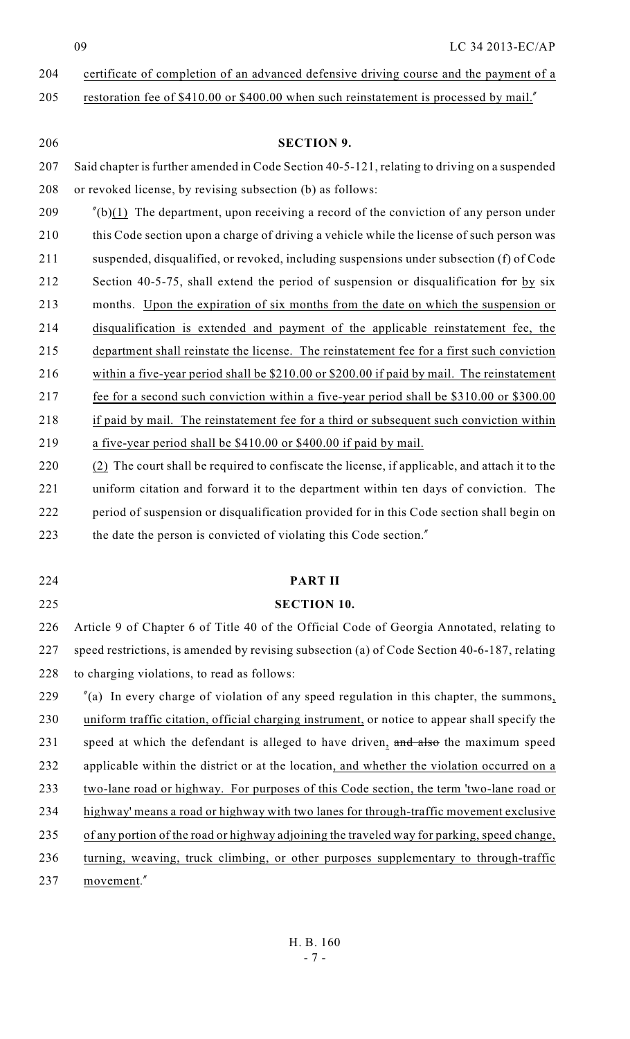certificate of completion of an advanced defensive driving course and the payment of a restoration fee of $410.00 or $400.00 when such reinstatement is processed by mail."

**SECTION 9.**

Said chapter is further amended in Code Section 40-5-121, relating to driving on a suspended or revoked license, by revising subsection (b) as follows:

"(b)(1) The department, upon receiving a record of the conviction of any person under this Code section upon a charge of driving a vehicle while the license of such person was suspended, disqualified, or revoked, including suspensions under subsection (f) of Code Section 40-5-75, shall extend the period of suspension or disqualification ~~for~~ by six months. Upon the expiration of six months from the date on which the suspension or disqualification is extended and payment of the applicable reinstatement fee, the department shall reinstate the license. The reinstatement fee for a first such conviction within a five-year period shall be $210.00 or $200.00 if paid by mail. The reinstatement fee for a second such conviction within a five-year period shall be $310.00 or $300.00 if paid by mail. The reinstatement fee for a third or subsequent such conviction within a five-year period shall be $410.00 or $400.00 if paid by mail.

(2) The court shall be required to confiscate the license, if applicable, and attach it to the uniform citation and forward it to the department within ten days of conviction. The period of suspension or disqualification provided for in this Code section shall begin on the date the person is convicted of violating this Code section."

**PART II**

**SECTION 10.**

Article 9 of Chapter 6 of Title 40 of the Official Code of Georgia Annotated, relating to speed restrictions, is amended by revising subsection (a) of Code Section 40-6-187, relating to charging violations, to read as follows:

"(a) In every charge of violation of any speed regulation in this chapter, the summons, uniform traffic citation, official charging instrument, or notice to appear shall specify the speed at which the defendant is alleged to have driven, ~~and also~~ the maximum speed applicable within the district or at the location, and whether the violation occurred on a two-lane road or highway. For purposes of this Code section, the term 'two-lane road or highway' means a road or highway with two lanes for through-traffic movement exclusive of any portion of the road or highway adjoining the traveled way for parking, speed change, turning, weaving, truck climbing, or other purposes supplementary to through-traffic movement."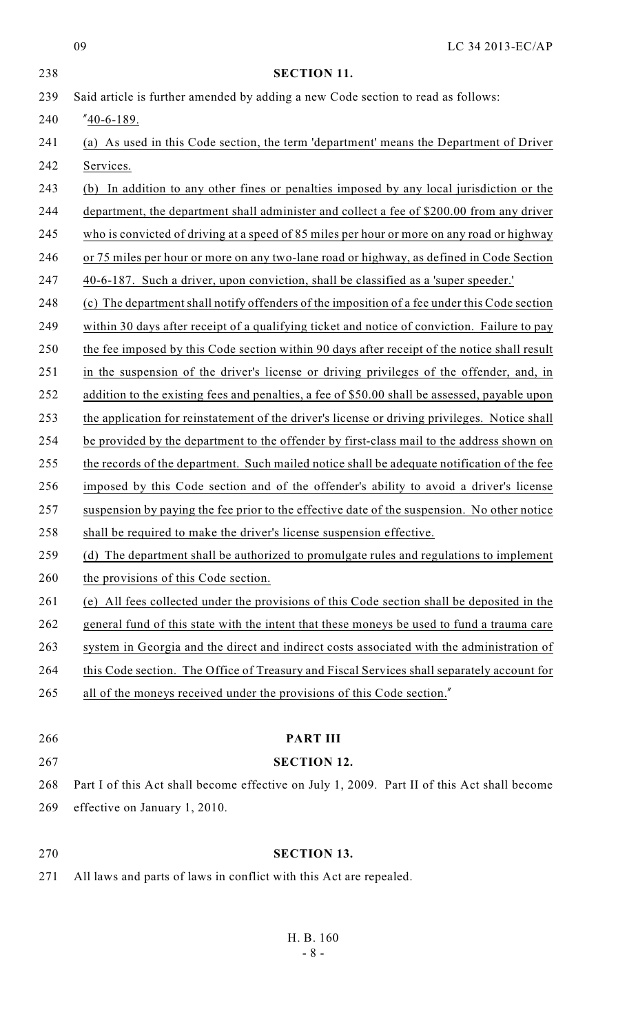**SECTION 11.**

Said article is further amended by adding a new Code section to read as follows:

"40-6-189.

(a) As used in this Code section, the term 'department' means the Department of Driver Services.

(b) In addition to any other fines or penalties imposed by any local jurisdiction or the department, the department shall administer and collect a fee of $200.00 from any driver who is convicted of driving at a speed of 85 miles per hour or more on any road or highway or 75 miles per hour or more on any two-lane road or highway, as defined in Code Section 40-6-187. Such a driver, upon conviction, shall be classified as a 'super speeder.'

(c) The department shall notify offenders of the imposition of a fee under this Code section within 30 days after receipt of a qualifying ticket and notice of conviction. Failure to pay the fee imposed by this Code section within 90 days after receipt of the notice shall result in the suspension of the driver's license or driving privileges of the offender, and, in addition to the existing fees and penalties, a fee of $50.00 shall be assessed, payable upon the application for reinstatement of the driver's license or driving privileges. Notice shall be provided by the department to the offender by first-class mail to the address shown on the records of the department. Such mailed notice shall be adequate notification of the fee imposed by this Code section and of the offender's ability to avoid a driver's license suspension by paying the fee prior to the effective date of the suspension. No other notice shall be required to make the driver's license suspension effective.

(d) The department shall be authorized to promulgate rules and regulations to implement the provisions of this Code section.

(e) All fees collected under the provisions of this Code section shall be deposited in the general fund of this state with the intent that these moneys be used to fund a trauma care system in Georgia and the direct and indirect costs associated with the administration of this Code section. The Office of Treasury and Fiscal Services shall separately account for all of the moneys received under the provisions of this Code section."

**PART III**

**SECTION 12.**

Part I of this Act shall become effective on July 1, 2009. Part II of this Act shall become effective on January 1, 2010.

**SECTION 13.**

All laws and parts of laws in conflict with this Act are repealed.